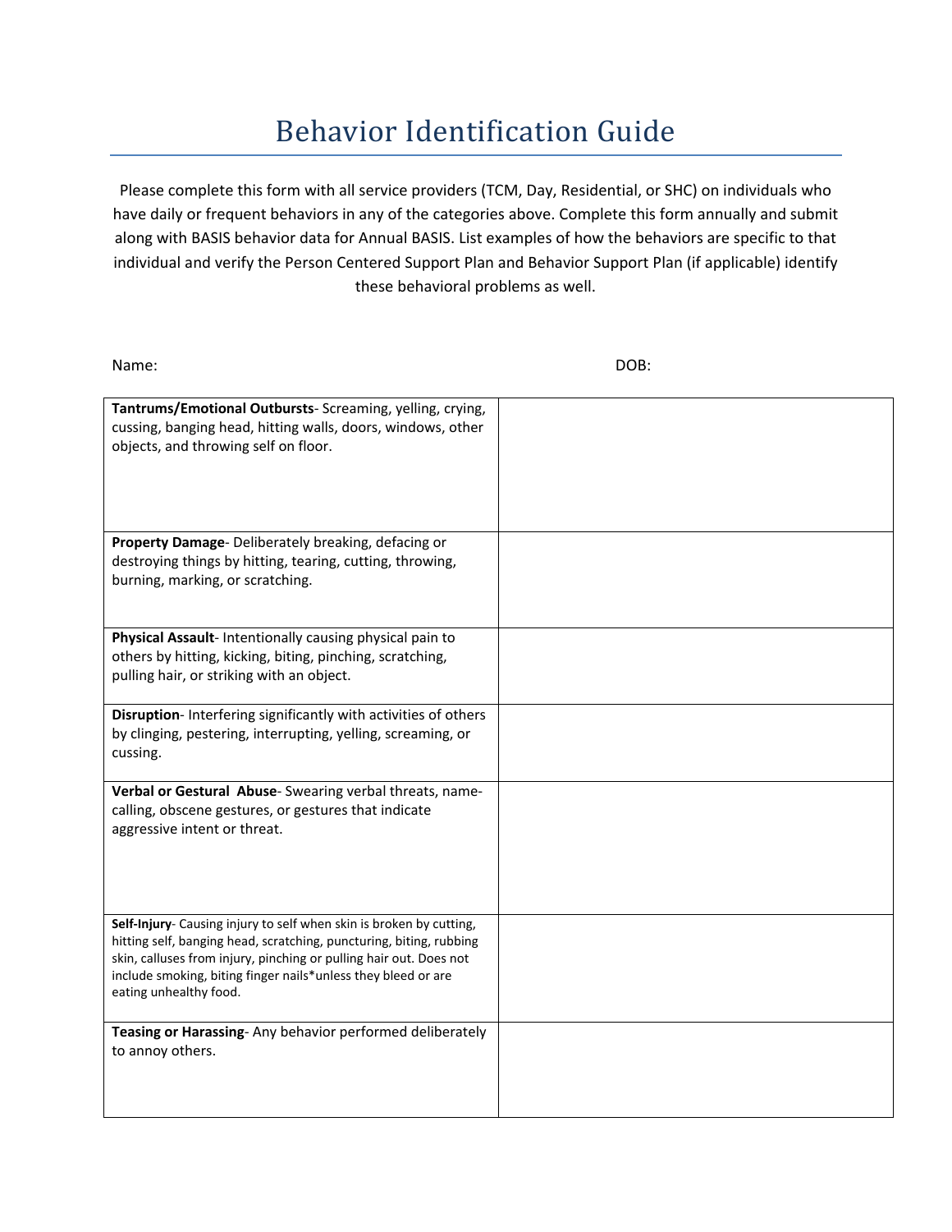# Behavior Identification Guide

Please complete this form with all service providers (TCM, Day, Residential, or SHC) on individuals who have daily or frequent behaviors in any of the categories above. Complete this form annually and submit along with BASIS behavior data for Annual BASIS. List examples of how the behaviors are specific to that individual and verify the Person Centered Support Plan and Behavior Support Plan (if applicable) identify these behavioral problems as well.

Name: DOB:

| | |
|---|---|
| **Tantrums/Emotional Outbursts**- Screaming, yelling, crying, cussing, banging head, hitting walls, doors, windows, other objects, and throwing self on floor. | |
| **Property Damage**- Deliberately breaking, defacing or destroying things by hitting, tearing, cutting, throwing, burning, marking, or scratching. | |
| **Physical Assault**- Intentionally causing physical pain to others by hitting, kicking, biting, pinching, scratching, pulling hair, or striking with an object. | |
| **Disruption**- Interfering significantly with activities of others by clinging, pestering, interrupting, yelling, screaming, or cussing. | |
| **Verbal or Gestural Abuse**- Swearing verbal threats, name-calling, obscene gestures, or gestures that indicate aggressive intent or threat. | |
| **Self-Injury**- Causing injury to self when skin is broken by cutting, hitting self, banging head, scratching, puncturing, biting, rubbing skin, calluses from injury, pinching or pulling hair out. Does not include smoking, biting finger nails*unless they bleed or are eating unhealthy food. | |
| **Teasing or Harassing**- Any behavior performed deliberately to annoy others. | |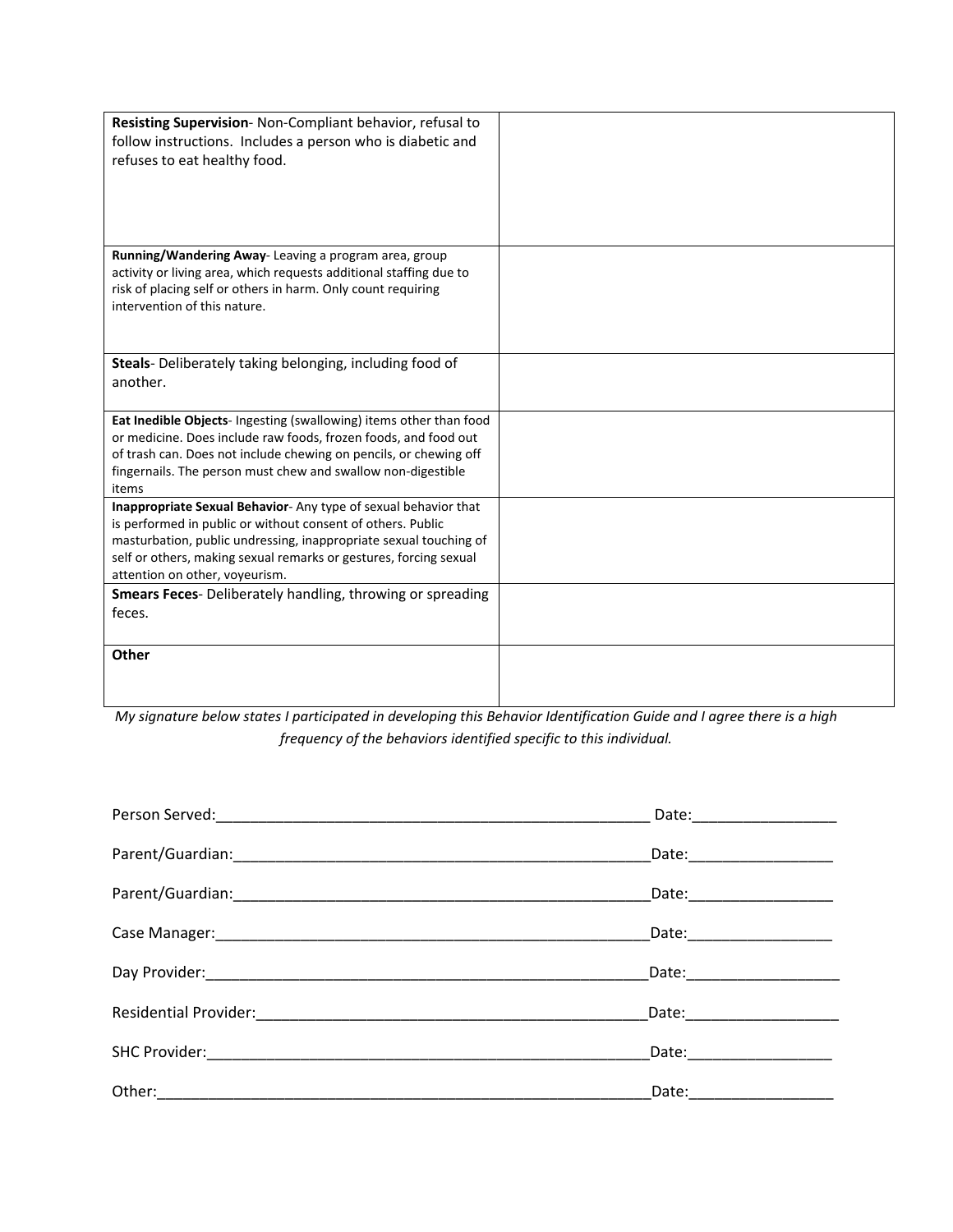| | |
|---|---|
| **Resisting Supervision**- Non-Compliant behavior, refusal to follow instructions. Includes a person who is diabetic and refuses to eat healthy food. | |
| **Running/Wandering Away**- Leaving a program area, group activity or living area, which requests additional staffing due to risk of placing self or others in harm. Only count requiring intervention of this nature. | |
| **Steals**- Deliberately taking belonging, including food of another. | |
| **Eat Inedible Objects**- Ingesting (swallowing) items other than food or medicine. Does include raw foods, frozen foods, and food out of trash can. Does not include chewing on pencils, or chewing off fingernails. The person must chew and swallow non-digestible items | |
| **Inappropriate Sexual Behavior**- Any type of sexual behavior that is performed in public or without consent of others. Public masturbation, public undressing, inappropriate sexual touching of self or others, making sexual remarks or gestures, forcing sexual attention on other, voyeurism. | |
| **Smears Feces**- Deliberately handling, throwing or spreading feces. | |
| **Other** | |

*My signature below states I participated in developing this Behavior Identification Guide and I agree there is a high frequency of the behaviors identified specific to this individual.*

Person Served:_____________________________________________________ Date:_________________

Parent/Guardian:___________________________________________________Date:_________________

Parent/Guardian:___________________________________________________Date:_________________

Case Manager:_____________________________________________________Date:_________________

Day Provider:______________________________________________________Date:__________________

Residential Provider:_______________________________________________Date:__________________

SHC Provider:______________________________________________________Date:_________________

Other:____________________________________________________________Date:_________________